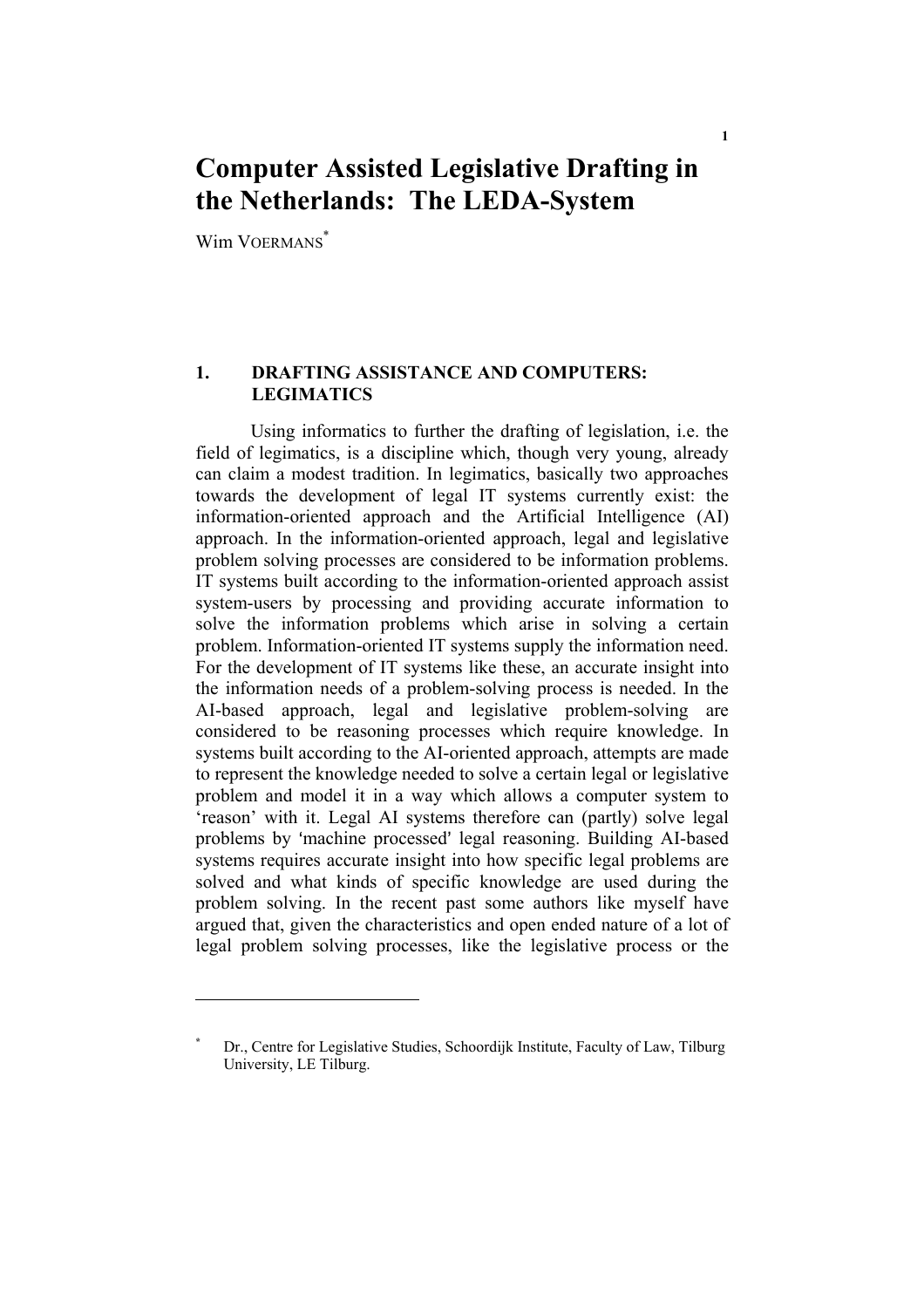# Computer Assisted Legislative Drafting in the Netherlands: The LEDA-System

Wim VOERMANS[*]

## 1. DRAFTING ASSISTANCE AND COMPUTERS: LEGIMATICS

Using informatics to further the drafting of legislation, i.e. the field of legimatics, is a discipline which, though very young, already can claim a modest tradition. In legimatics, basically two approaches towards the development of legal IT systems currently exist: the information-oriented approach and the Artificial Intelligence (AI) approach. In the information-oriented approach, legal and legislative problem solving processes are considered to be information problems. IT systems built according to the information-oriented approach assist system-users by processing and providing accurate information to solve the information problems which arise in solving a certain problem. Information-oriented IT systems supply the information need. For the development of IT systems like these, an accurate insight into the information needs of a problem-solving process is needed. In the AI-based approach, legal and legislative problem-solving are considered to be reasoning processes which require knowledge. In systems built according to the AI-oriented approach, attempts are made to represent the knowledge needed to solve a certain legal or legislative problem and model it in a way which allows a computer system to 'reason' with it. Legal AI systems therefore can (partly) solve legal problems by 'machine processed' legal reasoning. Building AI-based systems requires accurate insight into how specific legal problems are solved and what kinds of specific knowledge are used during the problem solving. In the recent past some authors like myself have argued that, given the characteristics and open ended nature of a lot of legal problem solving processes, like the legislative process or the

[*] Dr., Centre for Legislative Studies, Schoordijk Institute, Faculty of Law, Tilburg University, LE Tilburg.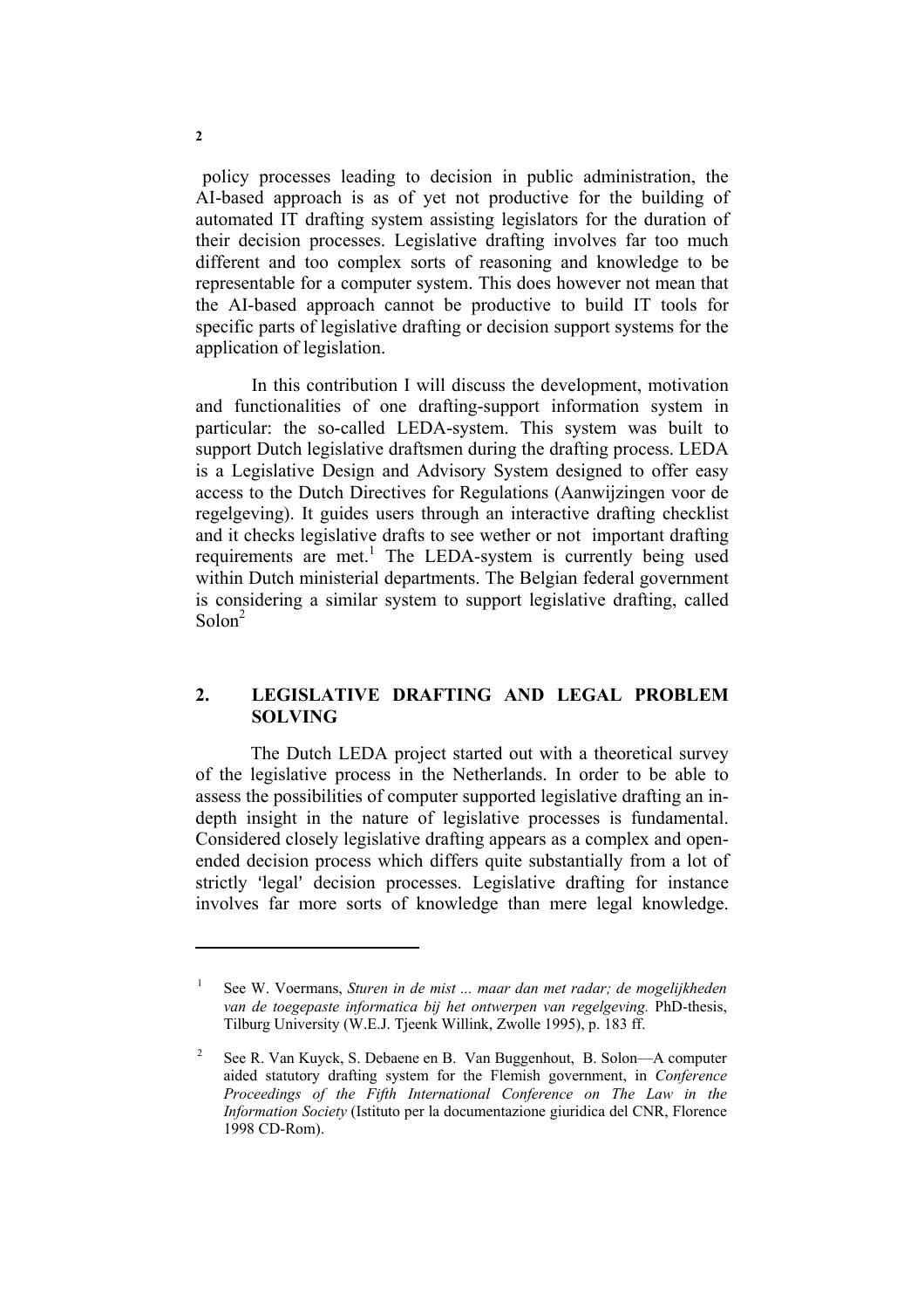policy processes leading to decision in public administration, the AI-based approach is as of yet not productive for the building of automated IT drafting system assisting legislators for the duration of their decision processes. Legislative drafting involves far too much different and too complex sorts of reasoning and knowledge to be representable for a computer system. This does however not mean that the AI-based approach cannot be productive to build IT tools for specific parts of legislative drafting or decision support systems for the application of legislation.

In this contribution I will discuss the development, motivation and functionalities of one drafting-support information system in particular: the so-called LEDA-system. This system was built to support Dutch legislative draftsmen during the drafting process. LEDA is a Legislative Design and Advisory System designed to offer easy access to the Dutch Directives for Regulations (Aanwijzingen voor de regelgeving). It guides users through an interactive drafting checklist and it checks legislative drafts to see wether or not important drafting requirements are met.[1] The LEDA-system is currently being used within Dutch ministerial departments. The Belgian federal government is considering a similar system to support legislative drafting, called Solon[2]

## 2. LEGISLATIVE DRAFTING AND LEGAL PROBLEM SOLVING

The Dutch LEDA project started out with a theoretical survey of the legislative process in the Netherlands. In order to be able to assess the possibilities of computer supported legislative drafting an in-depth insight in the nature of legislative processes is fundamental. Considered closely legislative drafting appears as a complex and open-ended decision process which differs quite substantially from a lot of strictly 'legal' decision processes. Legislative drafting for instance involves far more sorts of knowledge than mere legal knowledge.

---

[1] See W. Voermans, *Sturen in de mist ... maar dan met radar; de mogelijkheden van de toegepaste informatica bij het ontwerpen van regelgeving.* PhD-thesis, Tilburg University (W.E.J. Tjeenk Willink, Zwolle 1995), p. 183 ff.

[2] See R. Van Kuyck, S. Debaene en B. Van Buggenhout, B. Solon—A computer aided statutory drafting system for the Flemish government, in *Conference Proceedings of the Fifth International Conference on The Law in the Information Society* (Istituto per la documentazione giuridica del CNR, Florence 1998 CD-Rom).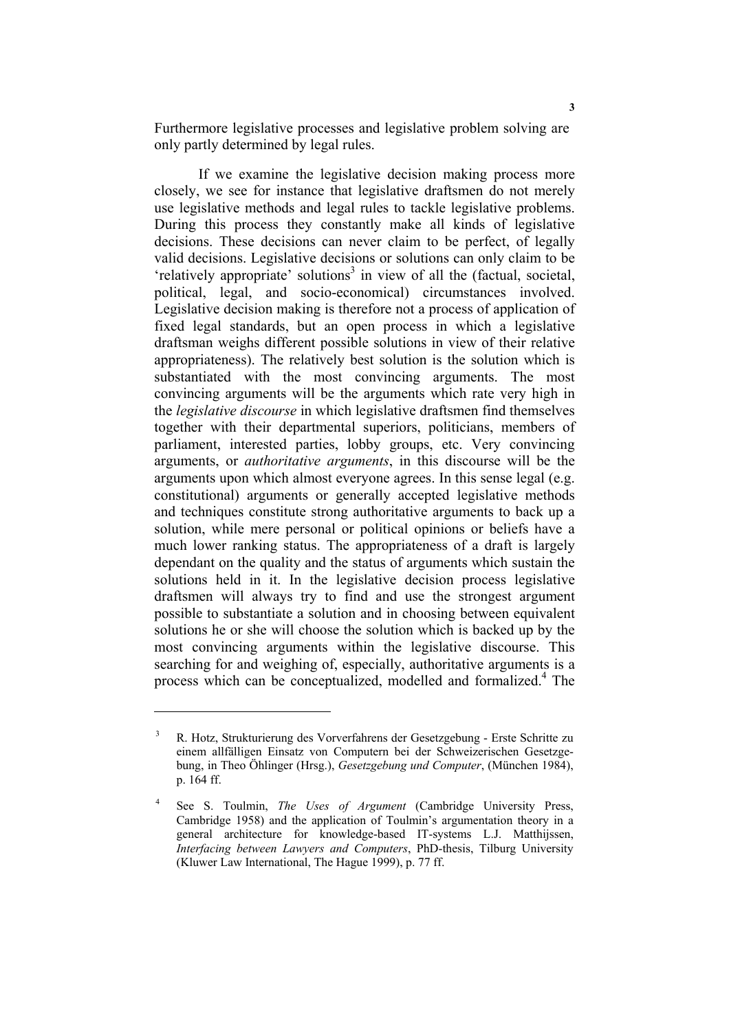Furthermore legislative processes and legislative problem solving are only partly determined by legal rules.

If we examine the legislative decision making process more closely, we see for instance that legislative draftsmen do not merely use legislative methods and legal rules to tackle legislative problems. During this process they constantly make all kinds of legislative decisions. These decisions can never claim to be perfect, of legally valid decisions. Legislative decisions or solutions can only claim to be 'relatively appropriate' solutions[3] in view of all the (factual, societal, political, legal, and socio-economical) circumstances involved. Legislative decision making is therefore not a process of application of fixed legal standards, but an open process in which a legislative draftsman weighs different possible solutions in view of their relative appropriateness). The relatively best solution is the solution which is substantiated with the most convincing arguments. The most convincing arguments will be the arguments which rate very high in the *legislative discourse* in which legislative draftsmen find themselves together with their departmental superiors, politicians, members of parliament, interested parties, lobby groups, etc. Very convincing arguments, or *authoritative arguments*, in this discourse will be the arguments upon which almost everyone agrees. In this sense legal (e.g. constitutional) arguments or generally accepted legislative methods and techniques constitute strong authoritative arguments to back up a solution, while mere personal or political opinions or beliefs have a much lower ranking status. The appropriateness of a draft is largely dependant on the quality and the status of arguments which sustain the solutions held in it. In the legislative decision process legislative draftsmen will always try to find and use the strongest argument possible to substantiate a solution and in choosing between equivalent solutions he or she will choose the solution which is backed up by the most convincing arguments within the legislative discourse. This searching for and weighing of, especially, authoritative arguments is a process which can be conceptualized, modelled and formalized.[4] The

---

[3] R. Hotz, Strukturierung des Vorverfahrens der Gesetzgebung - Erste Schritte zu einem allfälligen Einsatz von Computern bei der Schweizerischen Gesetzgebung, in Theo Öhlinger (Hrsg.), *Gesetzgebung und Computer*, (München 1984), p. 164 ff.

[4] See S. Toulmin, *The Uses of Argument* (Cambridge University Press, Cambridge 1958) and the application of Toulmin's argumentation theory in a general architecture for knowledge-based IT-systems L.J. Matthijssen, *Interfacing between Lawyers and Computers*, PhD-thesis, Tilburg University (Kluwer Law International, The Hague 1999), p. 77 ff.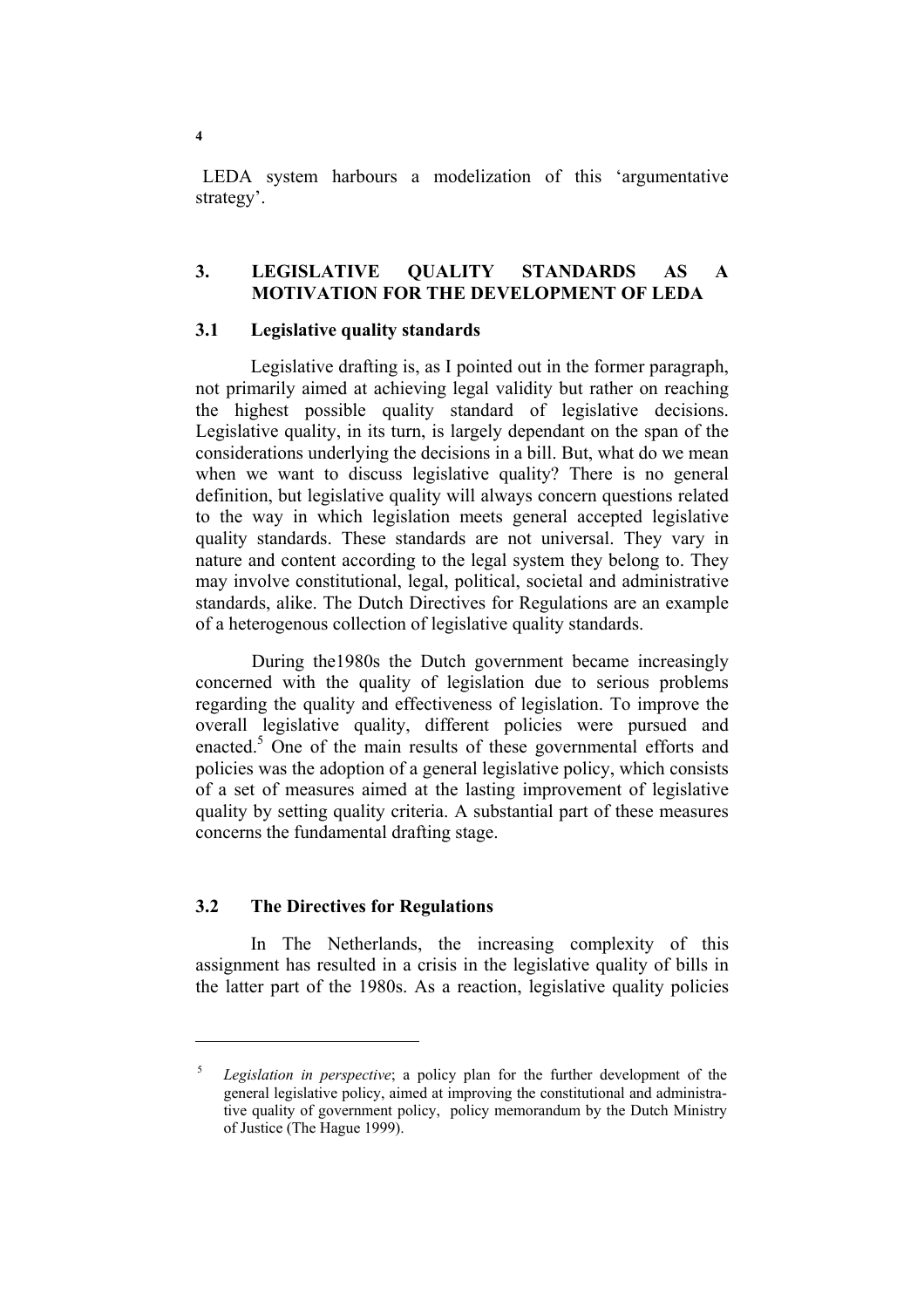LEDA system harbours a modelization of this 'argumentative strategy'.

## 3. LEGISLATIVE QUALITY STANDARDS AS A MOTIVATION FOR THE DEVELOPMENT OF LEDA

### 3.1 Legislative quality standards

Legislative drafting is, as I pointed out in the former paragraph, not primarily aimed at achieving legal validity but rather on reaching the highest possible quality standard of legislative decisions. Legislative quality, in its turn, is largely dependant on the span of the considerations underlying the decisions in a bill. But, what do we mean when we want to discuss legislative quality? There is no general definition, but legislative quality will always concern questions related to the way in which legislation meets general accepted legislative quality standards. These standards are not universal. They vary in nature and content according to the legal system they belong to. They may involve constitutional, legal, political, societal and administrative standards, alike. The Dutch Directives for Regulations are an example of a heterogenous collection of legislative quality standards.

During the1980s the Dutch government became increasingly concerned with the quality of legislation due to serious problems regarding the quality and effectiveness of legislation. To improve the overall legislative quality, different policies were pursued and enacted.[5] One of the main results of these governmental efforts and policies was the adoption of a general legislative policy, which consists of a set of measures aimed at the lasting improvement of legislative quality by setting quality criteria. A substantial part of these measures concerns the fundamental drafting stage.

### 3.2 The Directives for Regulations

In The Netherlands, the increasing complexity of this assignment has resulted in a crisis in the legislative quality of bills in the latter part of the 1980s. As a reaction, legislative quality policies

---

[5] *Legislation in perspective*; a policy plan for the further development of the general legislative policy, aimed at improving the constitutional and administrative quality of government policy, policy memorandum by the Dutch Ministry of Justice (The Hague 1999).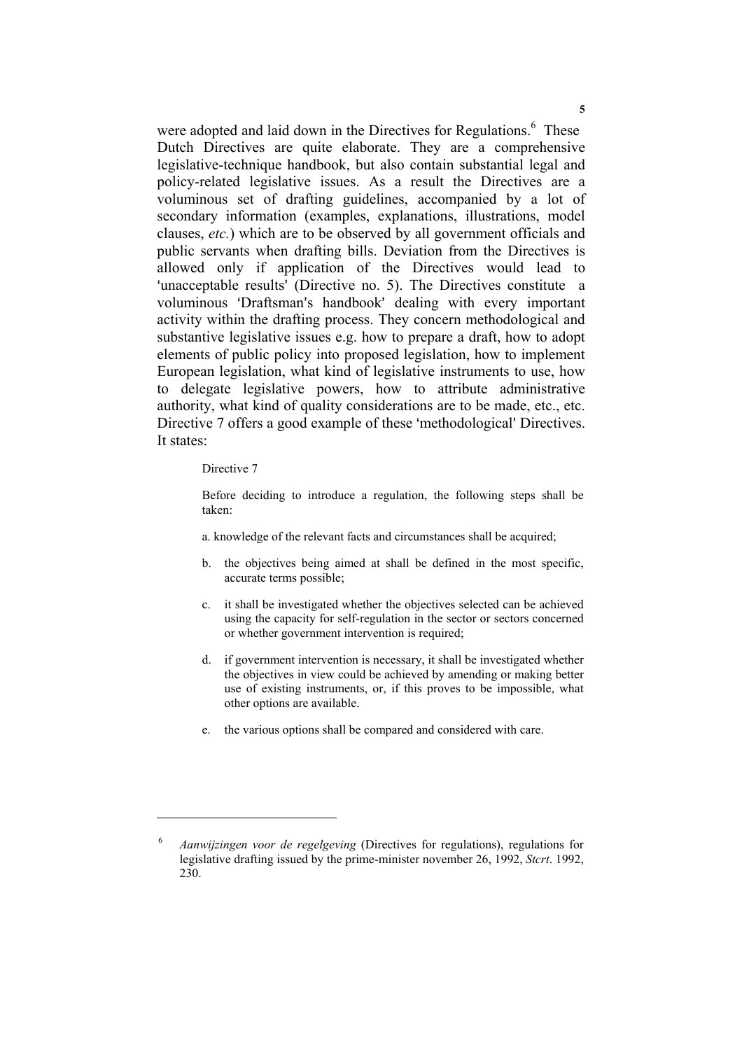were adopted and laid down in the Directives for Regulations.[6] These Dutch Directives are quite elaborate. They are a comprehensive legislative-technique handbook, but also contain substantial legal and policy-related legislative issues. As a result the Directives are a voluminous set of drafting guidelines, accompanied by a lot of secondary information (examples, explanations, illustrations, model clauses, *etc.*) which are to be observed by all government officials and public servants when drafting bills. Deviation from the Directives is allowed only if application of the Directives would lead to 'unacceptable results' (Directive no. 5). The Directives constitute a voluminous 'Draftsman's handbook' dealing with every important activity within the drafting process. They concern methodological and substantive legislative issues e.g. how to prepare a draft, how to adopt elements of public policy into proposed legislation, how to implement European legislation, what kind of legislative instruments to use, how to delegate legislative powers, how to attribute administrative authority, what kind of quality considerations are to be made, etc., etc. Directive 7 offers a good example of these 'methodological' Directives. It states:

> Directive 7
>
> Before deciding to introduce a regulation, the following steps shall be taken:
>
> a. knowledge of the relevant facts and circumstances shall be acquired;
>
> b. the objectives being aimed at shall be defined in the most specific, accurate terms possible;
>
> c. it shall be investigated whether the objectives selected can be achieved using the capacity for self-regulation in the sector or sectors concerned or whether government intervention is required;
>
> d. if government intervention is necessary, it shall be investigated whether the objectives in view could be achieved by amending or making better use of existing instruments, or, if this proves to be impossible, what other options are available.
>
> e. the various options shall be compared and considered with care.

---

[6] *Aanwijzingen voor de regelgeving* (Directives for regulations), regulations for legislative drafting issued by the prime-minister november 26, 1992, *Stcrt*. 1992, 230.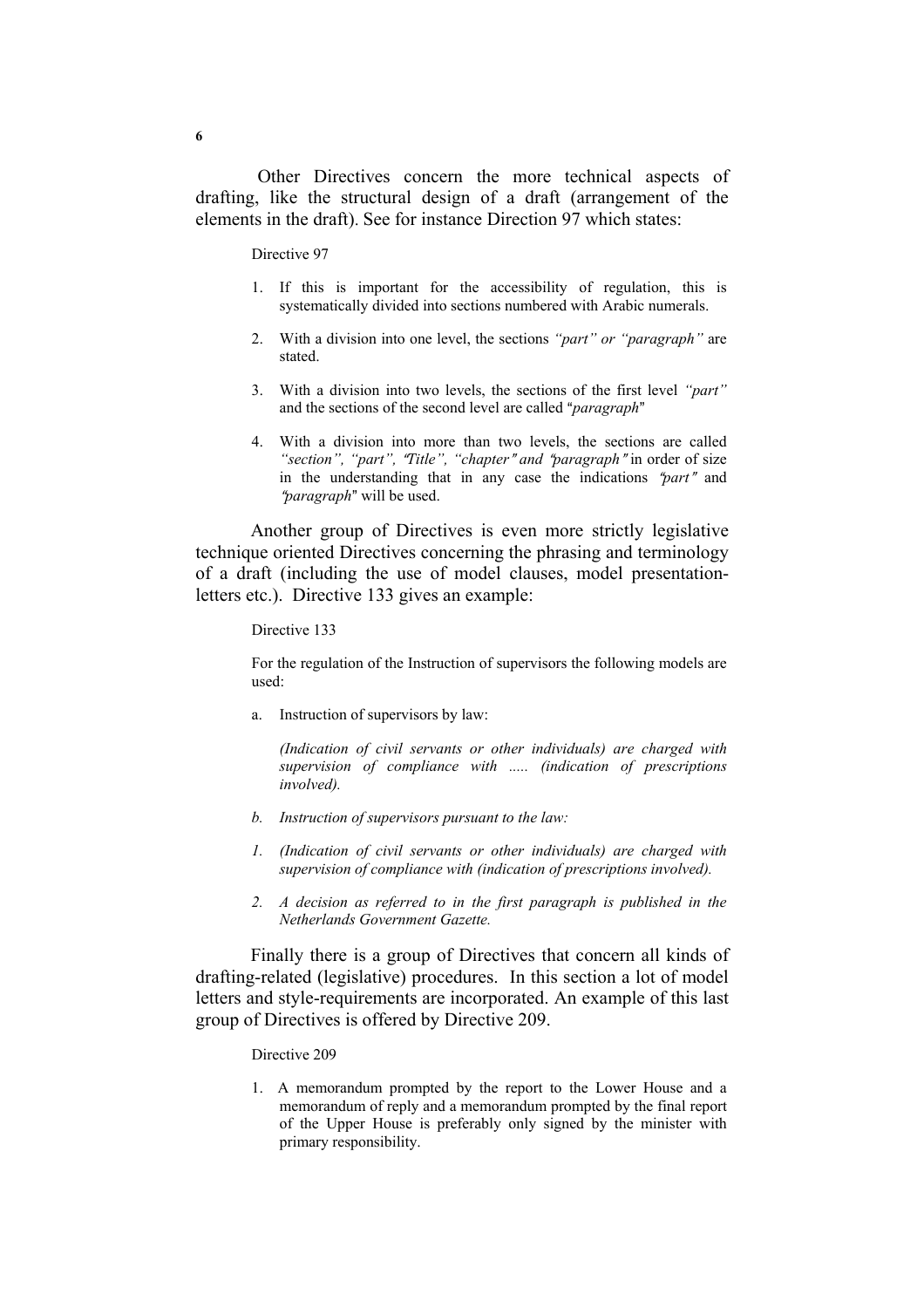Other Directives concern the more technical aspects of drafting, like the structural design of a draft (arrangement of the elements in the draft). See for instance Direction 97 which states:

Directive 97

1. If this is important for the accessibility of regulation, this is systematically divided into sections numbered with Arabic numerals.

2. With a division into one level, the sections *"part" or "paragraph"* are stated.

3. With a division into two levels, the sections of the first level *"part"* and the sections of the second level are called "*paragraph*"

4. With a division into more than two levels, the sections are called *"section", "part", "Title", "chapter" and "paragraph"* in order of size in the understanding that in any case the indications *"part"* and *"paragraph"* will be used.

Another group of Directives is even more strictly legislative technique oriented Directives concerning the phrasing and terminology of a draft (including the use of model clauses, model presentation-letters etc.). Directive 133 gives an example:

Directive 133

For the regulation of the Instruction of supervisors the following models are used:

a. Instruction of supervisors by law:

   *(Indication of civil servants or other individuals) are charged with supervision of compliance with ..... (indication of prescriptions involved).*

*b. Instruction of supervisors pursuant to the law:*

*1. (Indication of civil servants or other individuals) are charged with supervision of compliance with (indication of prescriptions involved).*

*2. A decision as referred to in the first paragraph is published in the Netherlands Government Gazette.*

Finally there is a group of Directives that concern all kinds of drafting-related (legislative) procedures. In this section a lot of model letters and style-requirements are incorporated. An example of this last group of Directives is offered by Directive 209.

Directive 209

1. A memorandum prompted by the report to the Lower House and a memorandum of reply and a memorandum prompted by the final report of the Upper House is preferably only signed by the minister with primary responsibility.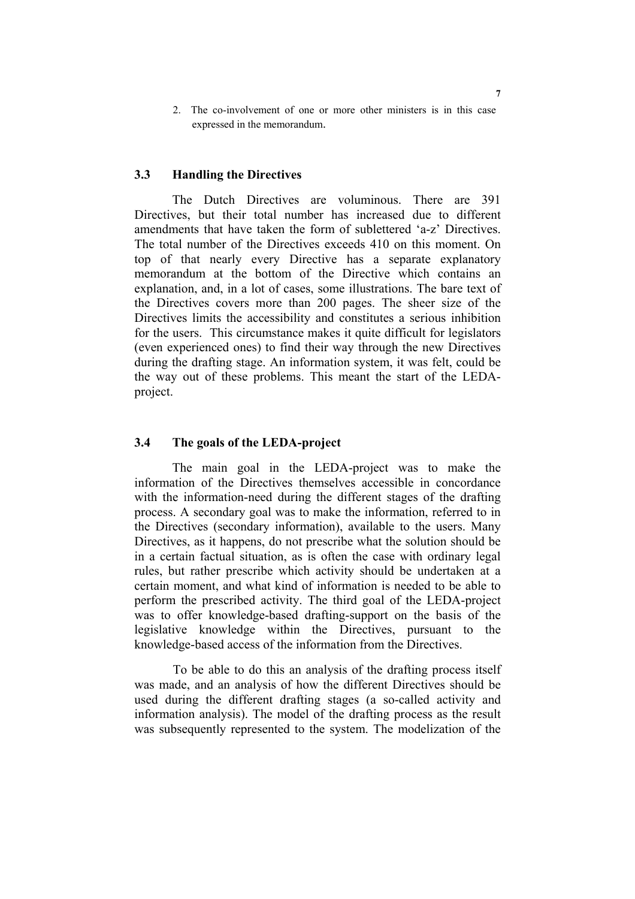2. The co-involvement of one or more other ministers is in this case expressed in the memorandum.

### 3.3 Handling the Directives

The Dutch Directives are voluminous. There are 391 Directives, but their total number has increased due to different amendments that have taken the form of sublettered 'a-z' Directives. The total number of the Directives exceeds 410 on this moment. On top of that nearly every Directive has a separate explanatory memorandum at the bottom of the Directive which contains an explanation, and, in a lot of cases, some illustrations. The bare text of the Directives covers more than 200 pages. The sheer size of the Directives limits the accessibility and constitutes a serious inhibition for the users. This circumstance makes it quite difficult for legislators (even experienced ones) to find their way through the new Directives during the drafting stage. An information system, it was felt, could be the way out of these problems. This meant the start of the LEDA-project.

### 3.4 The goals of the LEDA-project

The main goal in the LEDA-project was to make the information of the Directives themselves accessible in concordance with the information-need during the different stages of the drafting process. A secondary goal was to make the information, referred to in the Directives (secondary information), available to the users. Many Directives, as it happens, do not prescribe what the solution should be in a certain factual situation, as is often the case with ordinary legal rules, but rather prescribe which activity should be undertaken at a certain moment, and what kind of information is needed to be able to perform the prescribed activity. The third goal of the LEDA-project was to offer knowledge-based drafting-support on the basis of the legislative knowledge within the Directives, pursuant to the knowledge-based access of the information from the Directives.

To be able to do this an analysis of the drafting process itself was made, and an analysis of how the different Directives should be used during the different drafting stages (a so-called activity and information analysis). The model of the drafting process as the result was subsequently represented to the system. The modelization of the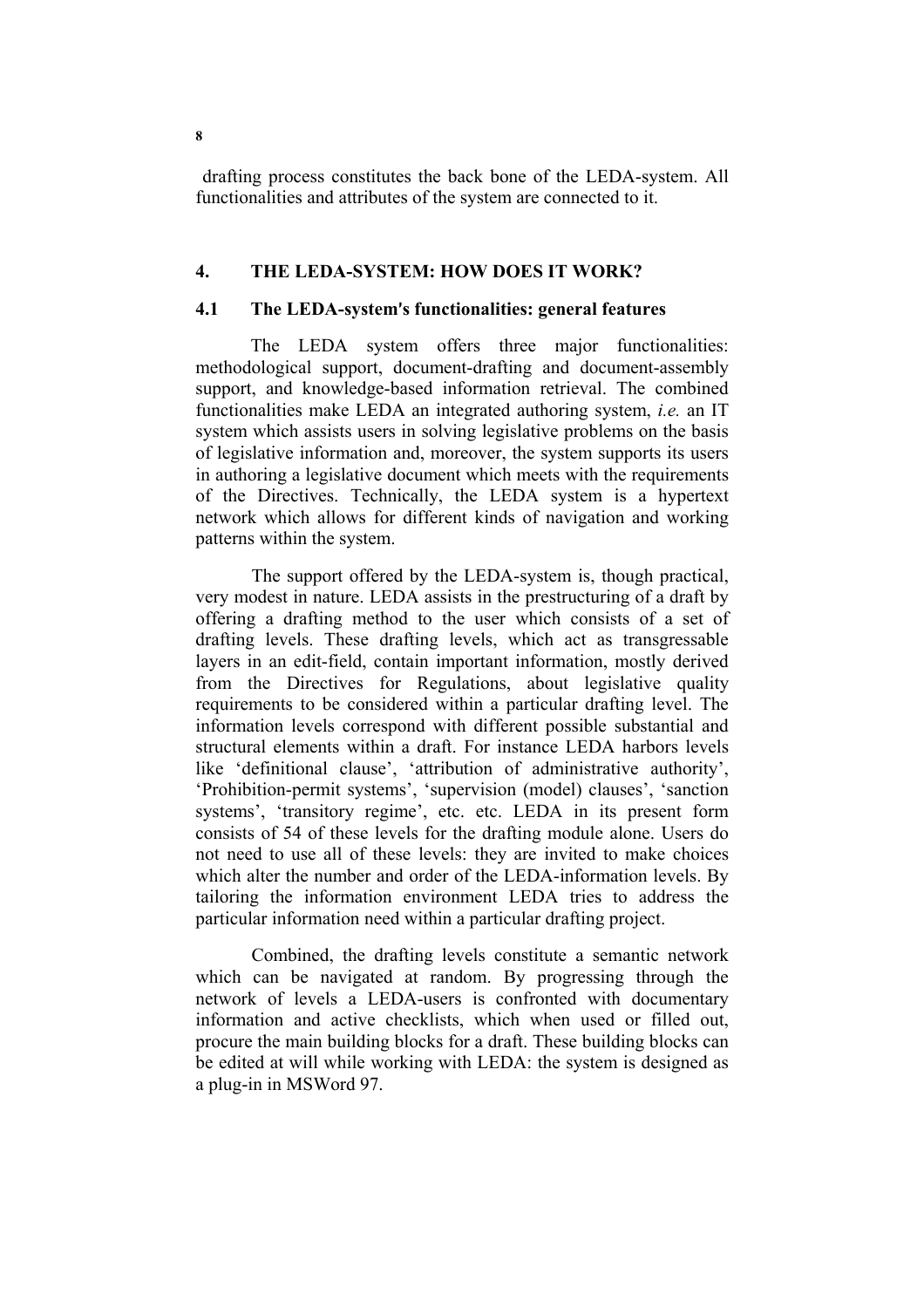drafting process constitutes the back bone of the LEDA-system. All functionalities and attributes of the system are connected to it.

## 4. THE LEDA-SYSTEM: HOW DOES IT WORK?

### 4.1 The LEDA-system's functionalities: general features

The LEDA system offers three major functionalities: methodological support, document-drafting and document-assembly support, and knowledge-based information retrieval. The combined functionalities make LEDA an integrated authoring system, *i.e.* an IT system which assists users in solving legislative problems on the basis of legislative information and, moreover, the system supports its users in authoring a legislative document which meets with the requirements of the Directives. Technically, the LEDA system is a hypertext network which allows for different kinds of navigation and working patterns within the system.

The support offered by the LEDA-system is, though practical, very modest in nature. LEDA assists in the prestructuring of a draft by offering a drafting method to the user which consists of a set of drafting levels. These drafting levels, which act as transgressable layers in an edit-field, contain important information, mostly derived from the Directives for Regulations, about legislative quality requirements to be considered within a particular drafting level. The information levels correspond with different possible substantial and structural elements within a draft. For instance LEDA harbors levels like 'definitional clause', 'attribution of administrative authority', 'Prohibition-permit systems', 'supervision (model) clauses', 'sanction systems', 'transitory regime', etc. etc. LEDA in its present form consists of 54 of these levels for the drafting module alone. Users do not need to use all of these levels: they are invited to make choices which alter the number and order of the LEDA-information levels. By tailoring the information environment LEDA tries to address the particular information need within a particular drafting project.

Combined, the drafting levels constitute a semantic network which can be navigated at random. By progressing through the network of levels a LEDA-users is confronted with documentary information and active checklists, which when used or filled out, procure the main building blocks for a draft. These building blocks can be edited at will while working with LEDA: the system is designed as a plug-in in MSWord 97.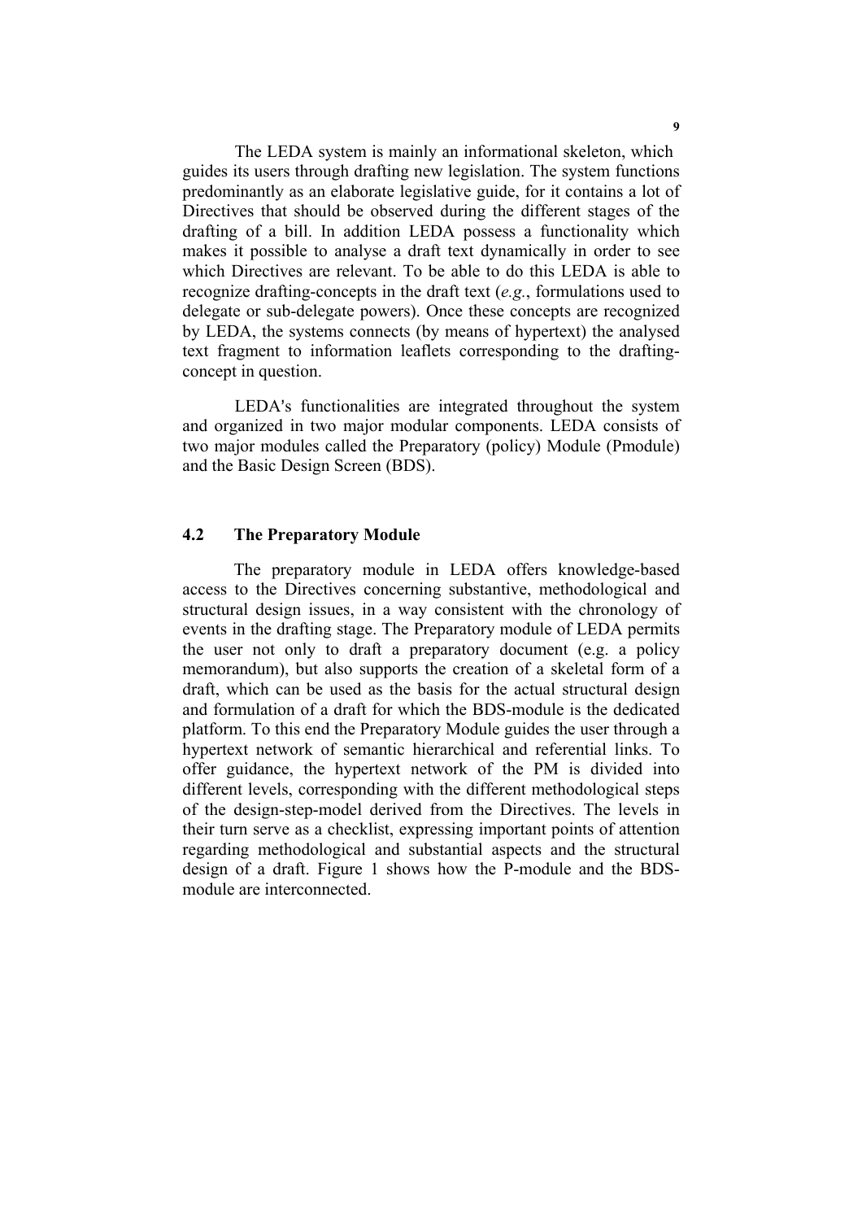The LEDA system is mainly an informational skeleton, which guides its users through drafting new legislation. The system functions predominantly as an elaborate legislative guide, for it contains a lot of Directives that should be observed during the different stages of the drafting of a bill. In addition LEDA possess a functionality which makes it possible to analyse a draft text dynamically in order to see which Directives are relevant. To be able to do this LEDA is able to recognize drafting-concepts in the draft text (*e.g.*, formulations used to delegate or sub-delegate powers). Once these concepts are recognized by LEDA, the systems connects (by means of hypertext) the analysed text fragment to information leaflets corresponding to the drafting-concept in question.

LEDA's functionalities are integrated throughout the system and organized in two major modular components. LEDA consists of two major modules called the Preparatory (policy) Module (Pmodule) and the Basic Design Screen (BDS).

## 4.2 The Preparatory Module

The preparatory module in LEDA offers knowledge-based access to the Directives concerning substantive, methodological and structural design issues, in a way consistent with the chronology of events in the drafting stage. The Preparatory module of LEDA permits the user not only to draft a preparatory document (e.g. a policy memorandum), but also supports the creation of a skeletal form of a draft, which can be used as the basis for the actual structural design and formulation of a draft for which the BDS-module is the dedicated platform. To this end the Preparatory Module guides the user through a hypertext network of semantic hierarchical and referential links. To offer guidance, the hypertext network of the PM is divided into different levels, corresponding with the different methodological steps of the design-step-model derived from the Directives. The levels in their turn serve as a checklist, expressing important points of attention regarding methodological and substantial aspects and the structural design of a draft. Figure 1 shows how the P-module and the BDS-module are interconnected.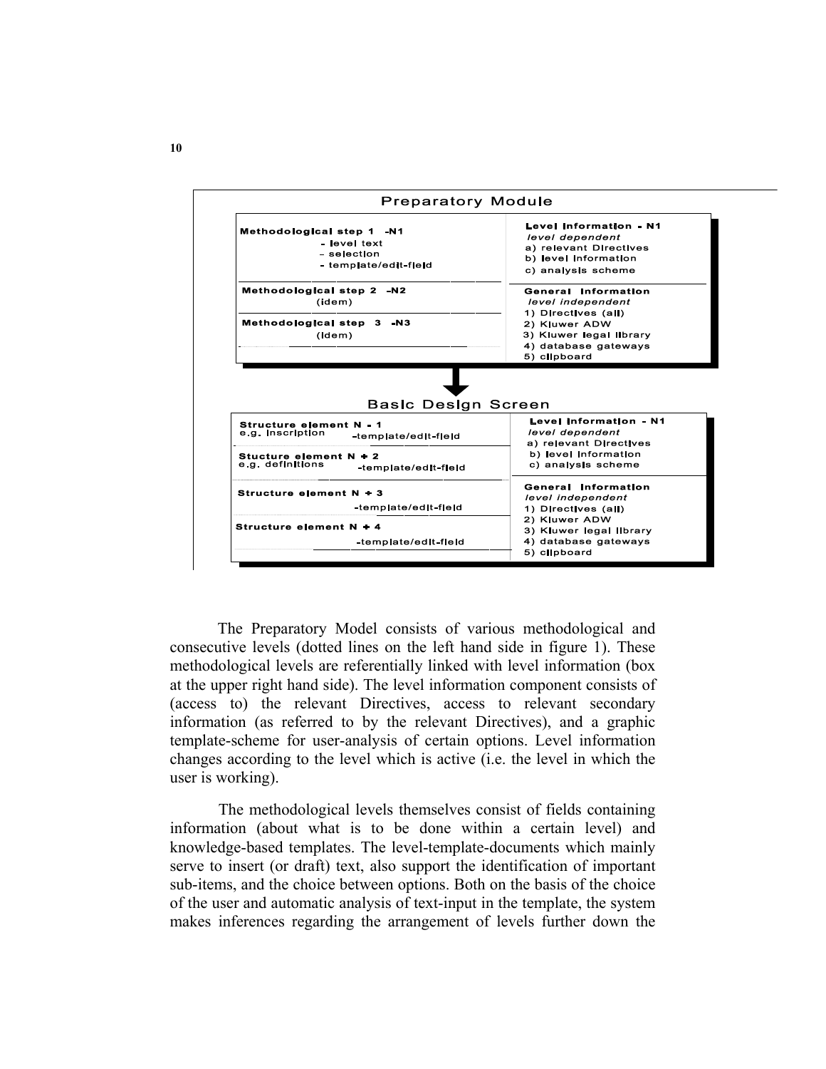**Preparatory Module**

| Methodological steps | Level Information |
|---|---|
| **Methodological step 1 -N1**<br>- level text<br>- selection<br>- template/edit-field | **Level Information - N1**<br>*level dependent*<br>a) relevant Directives<br>b) level information<br>c) analysis scheme |
| **Methodological step 2 -N2**<br>(idem)<br><br>**Methodological step 3 -N3**<br>(idem) | **General Information**<br>*level independent*<br>1) Directives (all)<br>2) Kluwer ADW<br>3) Kluwer legal library<br>4) database gateways<br>5) clipboard |

↓

**Basic Design Screen**

| Structure elements | Level Information |
|---|---|
| **Structure element N - 1**<br>e.g. inscription -template/edit-field<br><br>**Stucture element N + 2**<br>e.g. definitions -template/edit-field | **Level Information - N1**<br>*level dependent*<br>a) relevant Directives<br>b) level information<br>c) analysis scheme |
| **Structure element N + 3**<br>-template/edit-field<br><br>**Structure element N + 4**<br>-template/edit-field | **General Information**<br>*level independent*<br>1) Directives (all)<br>2) Kluwer ADW<br>3) Kluwer legal library<br>4) database gateways<br>5) clipboard |

The Preparatory Model consists of various methodological and consecutive levels (dotted lines on the left hand side in figure 1). These methodological levels are referentially linked with level information (box at the upper right hand side). The level information component consists of (access to) the relevant Directives, access to relevant secondary information (as referred to by the relevant Directives), and a graphic template-scheme for user-analysis of certain options. Level information changes according to the level which is active (i.e. the level in which the user is working).

The methodological levels themselves consist of fields containing information (about what is to be done within a certain level) and knowledge-based templates. The level-template-documents which mainly serve to insert (or draft) text, also support the identification of important sub-items, and the choice between options. Both on the basis of the choice of the user and automatic analysis of text-input in the template, the system makes inferences regarding the arrangement of levels further down the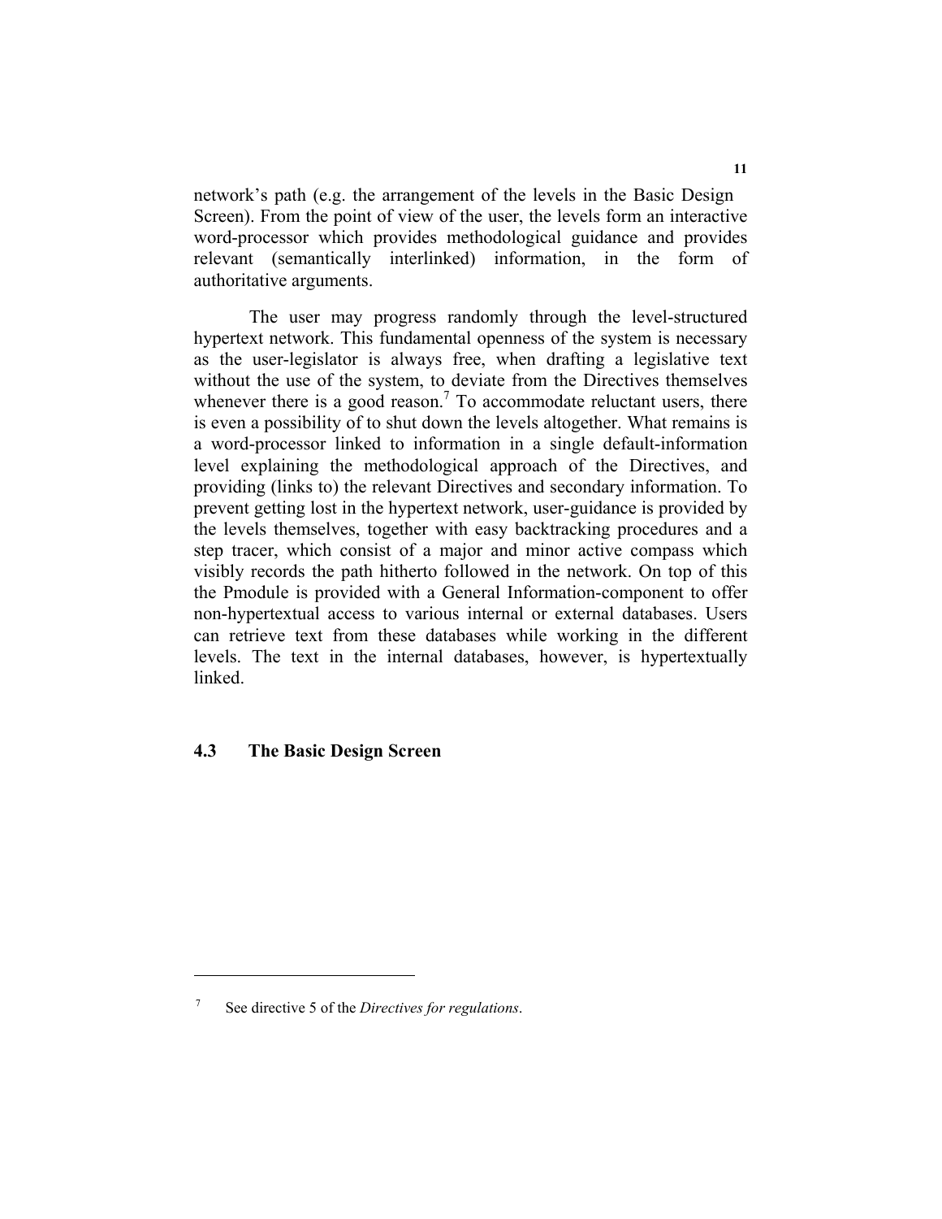network's path (e.g. the arrangement of the levels in the Basic Design Screen). From the point of view of the user, the levels form an interactive word-processor which provides methodological guidance and provides relevant (semantically interlinked) information, in the form of authoritative arguments.

The user may progress randomly through the level-structured hypertext network. This fundamental openness of the system is necessary as the user-legislator is always free, when drafting a legislative text without the use of the system, to deviate from the Directives themselves whenever there is a good reason.[7] To accommodate reluctant users, there is even a possibility of to shut down the levels altogether. What remains is a word-processor linked to information in a single default-information level explaining the methodological approach of the Directives, and providing (links to) the relevant Directives and secondary information. To prevent getting lost in the hypertext network, user-guidance is provided by the levels themselves, together with easy backtracking procedures and a step tracer, which consist of a major and minor active compass which visibly records the path hitherto followed in the network. On top of this the Pmodule is provided with a General Information-component to offer non-hypertextual access to various internal or external databases. Users can retrieve text from these databases while working in the different levels. The text in the internal databases, however, is hypertextually linked.

### 4.3 The Basic Design Screen

---

[7] See directive 5 of the *Directives for regulations*.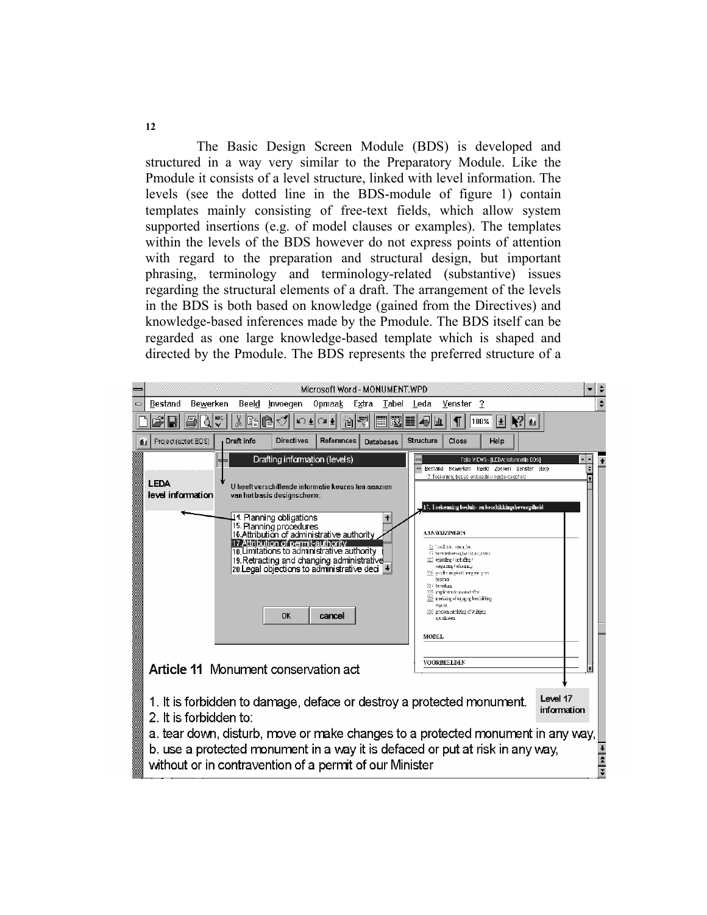The Basic Design Screen Module (BDS) is developed and structured in a way very similar to the Preparatory Module. Like the Pmodule it consists of a level structure, linked with level information. The levels (see the dotted line in the BDS-module of figure 1) contain templates mainly consisting of free-text fields, which allow system supported insertions (e.g. of model clauses or examples). The templates within the levels of the BDS however do not express points of attention with regard to the preparation and structural design, but important phrasing, terminology and terminology-related (substantive) issues regarding the structural elements of a draft. The arrangement of the levels in the BDS is both based on knowledge (gained from the Directives) and knowledge-based inferences made by the Pmodule. The BDS itself can be regarded as one large knowledge-based template which is shaped and directed by the Pmodule. The BDS represents the preferred structure of a

Microsoft Word - MONUMENT.WPD

Bestand Bewerken Beeld Invoegen Opmaak Extra Tabel Leda Venster ?

Project (actief: BDS) | Draft info | Directives | References | Databases | Structure | Close | Help

Drafting information (levels)

LEDA level information

U heeft verschillende informatie keuzes ten aanzien van het basis designscherm:

14. Planning obligations
15. Planning procedures
16. Attribution of administrative authority
17. Attribution of permit-authority
18. Limitations to administrative authority
19. Retracting and changing administrative
20. Legal objections to administrative deci

OK | cancel

Folio VIEWS - [LEDA: informatie BDS]

Bestand Bewerken Beeld Zoeken Venster Help

17. Toekenning besluit- en beschikkingsbevoegdheid

AANWIJZINGEN

MODEL

VOORBEELDEN

Level 17 information

**Article 11** Monument conservation act

1. It is forbidden to damage, deface or destroy a protected monument.
2. It is forbidden to:

a. tear down, disturb, move or make changes to a protected monument in any way,
b. use a protected monument in a way it is defaced or put at risk in any way,
without or in contravention of a permit of our Minister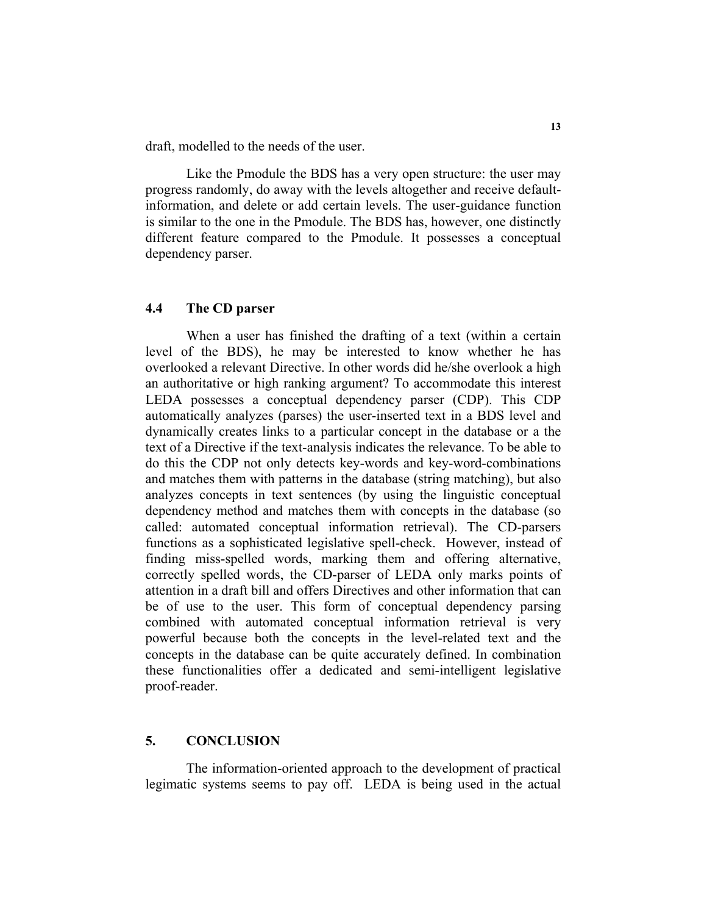draft, modelled to the needs of the user.

Like the Pmodule the BDS has a very open structure: the user may progress randomly, do away with the levels altogether and receive default-information, and delete or add certain levels. The user-guidance function is similar to the one in the Pmodule. The BDS has, however, one distinctly different feature compared to the Pmodule. It possesses a conceptual dependency parser.

### 4.4 The CD parser

When a user has finished the drafting of a text (within a certain level of the BDS), he may be interested to know whether he has overlooked a relevant Directive. In other words did he/she overlook a high an authoritative or high ranking argument? To accommodate this interest LEDA possesses a conceptual dependency parser (CDP). This CDP automatically analyzes (parses) the user-inserted text in a BDS level and dynamically creates links to a particular concept in the database or a the text of a Directive if the text-analysis indicates the relevance. To be able to do this the CDP not only detects key-words and key-word-combinations and matches them with patterns in the database (string matching), but also analyzes concepts in text sentences (by using the linguistic conceptual dependency method and matches them with concepts in the database (so called: automated conceptual information retrieval). The CD-parsers functions as a sophisticated legislative spell-check. However, instead of finding miss-spelled words, marking them and offering alternative, correctly spelled words, the CD-parser of LEDA only marks points of attention in a draft bill and offers Directives and other information that can be of use to the user. This form of conceptual dependency parsing combined with automated conceptual information retrieval is very powerful because both the concepts in the level-related text and the concepts in the database can be quite accurately defined. In combination these functionalities offer a dedicated and semi-intelligent legislative proof-reader.

## 5. CONCLUSION

The information-oriented approach to the development of practical legimatic systems seems to pay off. LEDA is being used in the actual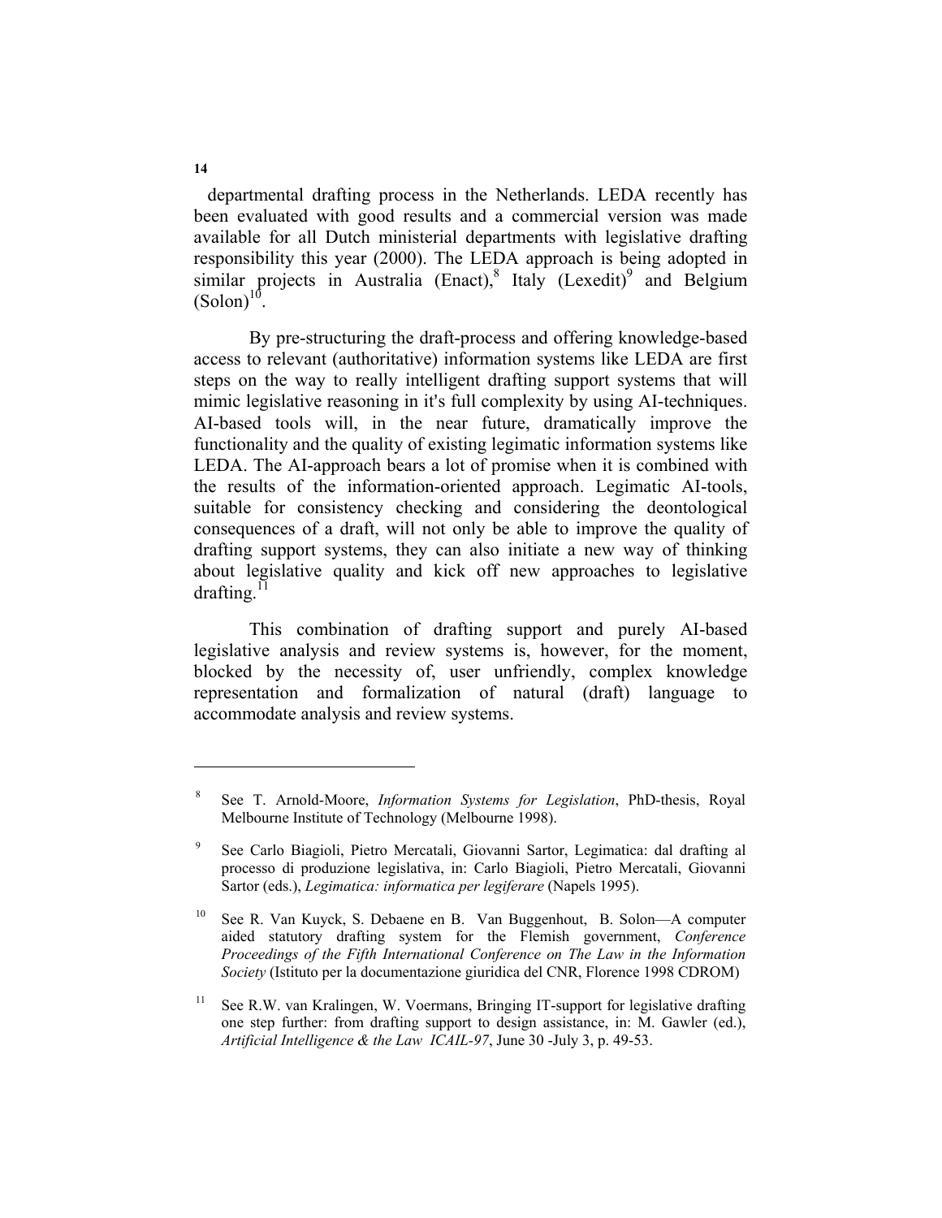departmental drafting process in the Netherlands. LEDA recently has been evaluated with good results and a commercial version was made available for all Dutch ministerial departments with legislative drafting responsibility this year (2000). The LEDA approach is being adopted in similar projects in Australia (Enact),[8] Italy (Lexedit)[9] and Belgium (Solon)[10].

By pre-structuring the draft-process and offering knowledge-based access to relevant (authoritative) information systems like LEDA are first steps on the way to really intelligent drafting support systems that will mimic legislative reasoning in it's full complexity by using AI-techniques. AI-based tools will, in the near future, dramatically improve the functionality and the quality of existing legimatic information systems like LEDA. The AI-approach bears a lot of promise when it is combined with the results of the information-oriented approach. Legimatic AI-tools, suitable for consistency checking and considering the deontological consequences of a draft, will not only be able to improve the quality of drafting support systems, they can also initiate a new way of thinking about legislative quality and kick off new approaches to legislative drafting.[11]

This combination of drafting support and purely AI-based legislative analysis and review systems is, however, for the moment, blocked by the necessity of, user unfriendly, complex knowledge representation and formalization of natural (draft) language to accommodate analysis and review systems.

---

[8] See T. Arnold-Moore, *Information Systems for Legislation*, PhD-thesis, Royal Melbourne Institute of Technology (Melbourne 1998).

[9] See Carlo Biagioli, Pietro Mercatali, Giovanni Sartor, Legimatica: dal drafting al processo di produzione legislativa, in: Carlo Biagioli, Pietro Mercatali, Giovanni Sartor (eds.), *Legimatica: informatica per legiferare* (Napels 1995).

[10] See R. Van Kuyck, S. Debaene en B. Van Buggenhout, B. Solon—A computer aided statutory drafting system for the Flemish government, *Conference Proceedings of the Fifth International Conference on The Law in the Information Society* (Istituto per la documentazione giuridica del CNR, Florence 1998 CDROM)

[11] See R.W. van Kralingen, W. Voermans, Bringing IT-support for legislative drafting one step further: from drafting support to design assistance, in: M. Gawler (ed.), *Artificial Intelligence & the Law ICAIL-97*, June 30 -July 3, p. 49-53.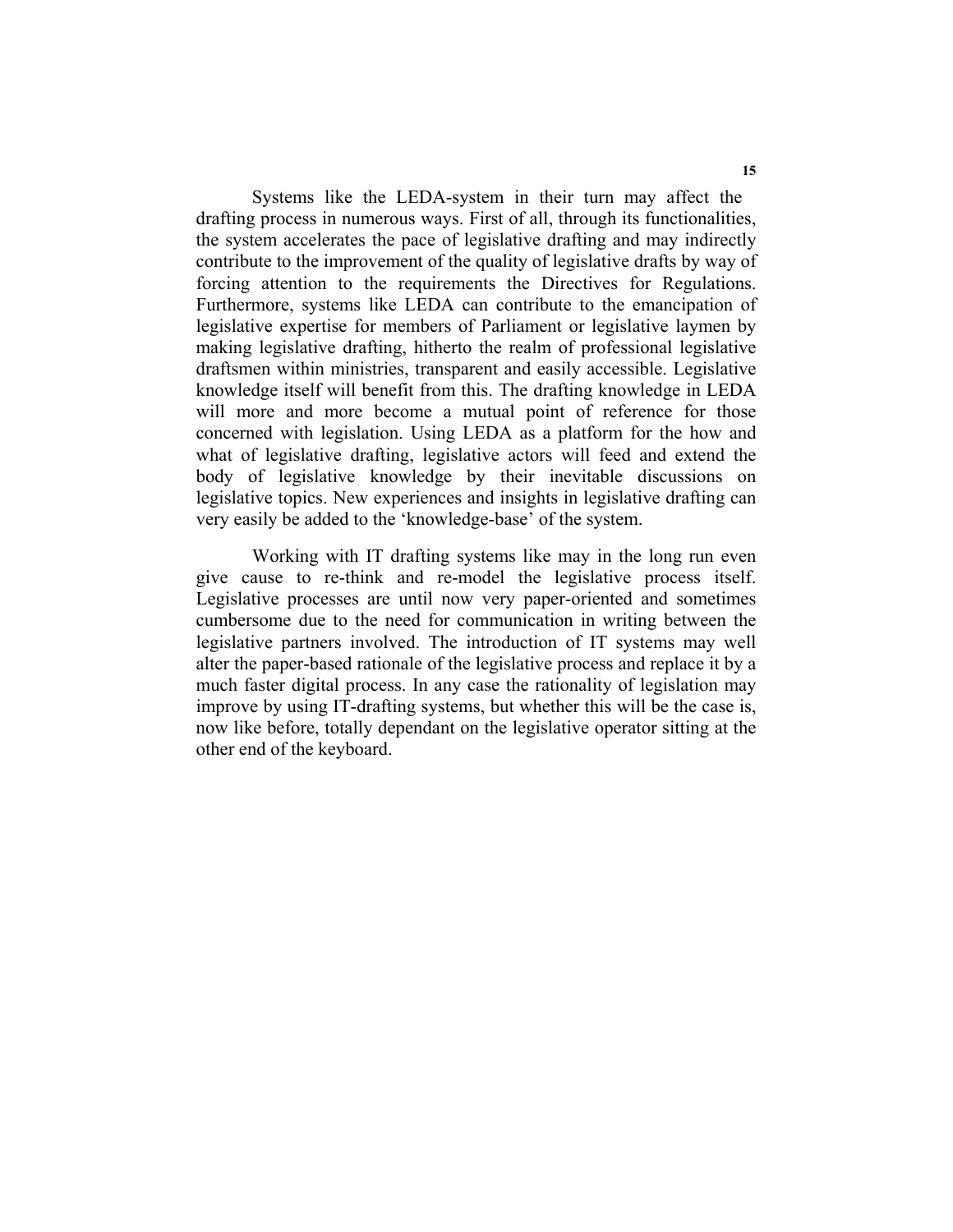Systems like the LEDA-system in their turn may affect the drafting process in numerous ways. First of all, through its functionalities, the system accelerates the pace of legislative drafting and may indirectly contribute to the improvement of the quality of legislative drafts by way of forcing attention to the requirements the Directives for Regulations. Furthermore, systems like LEDA can contribute to the emancipation of legislative expertise for members of Parliament or legislative laymen by making legislative drafting, hitherto the realm of professional legislative draftsmen within ministries, transparent and easily accessible. Legislative knowledge itself will benefit from this. The drafting knowledge in LEDA will more and more become a mutual point of reference for those concerned with legislation. Using LEDA as a platform for the how and what of legislative drafting, legislative actors will feed and extend the body of legislative knowledge by their inevitable discussions on legislative topics. New experiences and insights in legislative drafting can very easily be added to the 'knowledge-base' of the system.

Working with IT drafting systems like may in the long run even give cause to re-think and re-model the legislative process itself. Legislative processes are until now very paper-oriented and sometimes cumbersome due to the need for communication in writing between the legislative partners involved. The introduction of IT systems may well alter the paper-based rationale of the legislative process and replace it by a much faster digital process. In any case the rationality of legislation may improve by using IT-drafting systems, but whether this will be the case is, now like before, totally dependant on the legislative operator sitting at the other end of the keyboard.